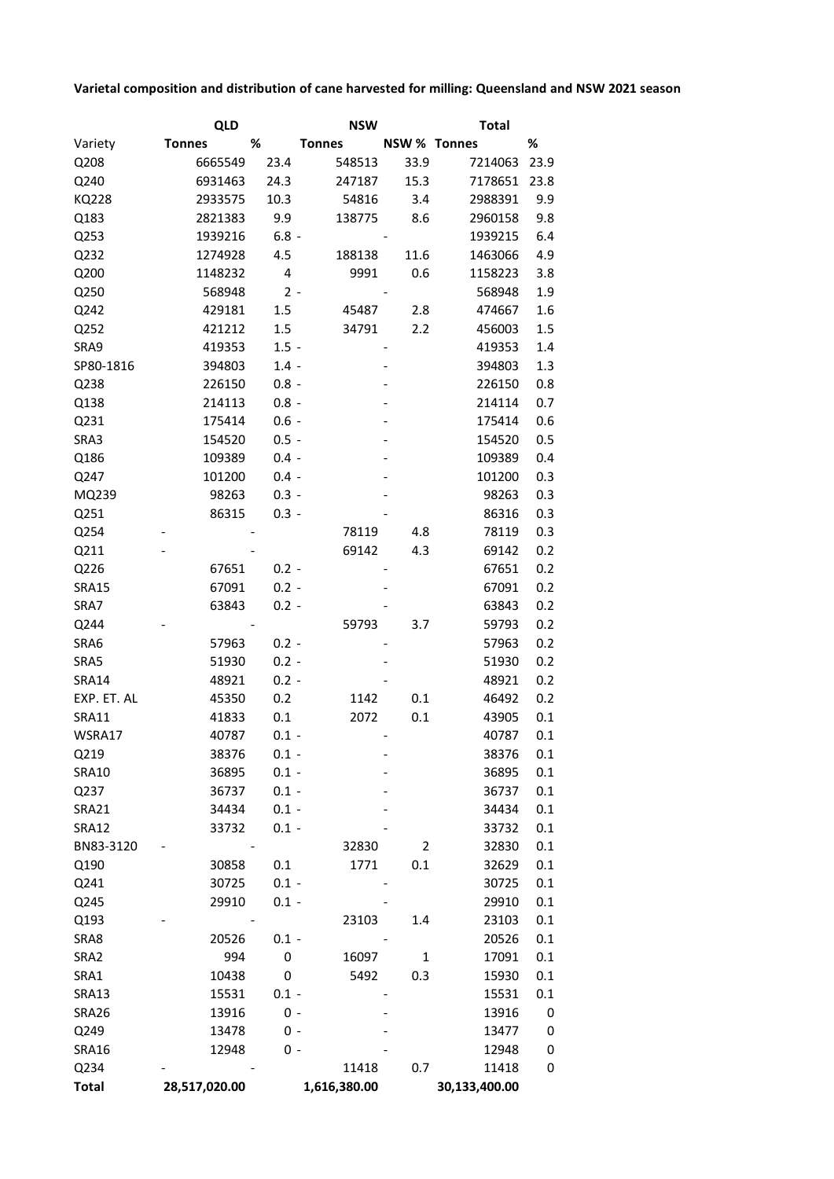**Varietal composition and distribution of cane harvested for milling: Queensland and NSW 2021 season**

| | QLD | | NSW | | Total | |
|---|---|---|---|---|---|---|
| Variety | Tonnes | % | Tonnes | NSW % | Tonnes | % |
| Q208 | 6665549 | 23.4 | 548513 | 33.9 | 7214063 | 23.9 |
| Q240 | 6931463 | 24.3 | 247187 | 15.3 | 7178651 | 23.8 |
| KQ228 | 2933575 | 10.3 | 54816 | 3.4 | 2988391 | 9.9 |
| Q183 | 2821383 | 9.9 | 138775 | 8.6 | 2960158 | 9.8 |
| Q253 | 1939216 | 6.8 | - | - | 1939215 | 6.4 |
| Q232 | 1274928 | 4.5 | 188138 | 11.6 | 1463066 | 4.9 |
| Q200 | 1148232 | 4 | 9991 | 0.6 | 1158223 | 3.8 |
| Q250 | 568948 | 2 | - | - | 568948 | 1.9 |
| Q242 | 429181 | 1.5 | 45487 | 2.8 | 474667 | 1.6 |
| Q252 | 421212 | 1.5 | 34791 | 2.2 | 456003 | 1.5 |
| SRA9 | 419353 | 1.5 | - | - | 419353 | 1.4 |
| SP80-1816 | 394803 | 1.4 | - | - | 394803 | 1.3 |
| Q238 | 226150 | 0.8 | - | - | 226150 | 0.8 |
| Q138 | 214113 | 0.8 | - | - | 214114 | 0.7 |
| Q231 | 175414 | 0.6 | - | - | 175414 | 0.6 |
| SRA3 | 154520 | 0.5 | - | - | 154520 | 0.5 |
| Q186 | 109389 | 0.4 | - | - | 109389 | 0.4 |
| Q247 | 101200 | 0.4 | - | - | 101200 | 0.3 |
| MQ239 | 98263 | 0.3 | - | - | 98263 | 0.3 |
| Q251 | 86315 | 0.3 | - | - | 86316 | 0.3 |
| Q254 | - | - | 78119 | 4.8 | 78119 | 0.3 |
| Q211 | - | - | 69142 | 4.3 | 69142 | 0.2 |
| Q226 | 67651 | 0.2 | - | - | 67651 | 0.2 |
| SRA15 | 67091 | 0.2 | - | - | 67091 | 0.2 |
| SRA7 | 63843 | 0.2 | - | - | 63843 | 0.2 |
| Q244 | - | - | 59793 | 3.7 | 59793 | 0.2 |
| SRA6 | 57963 | 0.2 | - | - | 57963 | 0.2 |
| SRA5 | 51930 | 0.2 | - | - | 51930 | 0.2 |
| SRA14 | 48921 | 0.2 | - | - | 48921 | 0.2 |
| EXP. ET. AL | 45350 | 0.2 | 1142 | 0.1 | 46492 | 0.2 |
| SRA11 | 41833 | 0.1 | 2072 | 0.1 | 43905 | 0.1 |
| WSRA17 | 40787 | 0.1 | - | - | 40787 | 0.1 |
| Q219 | 38376 | 0.1 | - | - | 38376 | 0.1 |
| SRA10 | 36895 | 0.1 | - | - | 36895 | 0.1 |
| Q237 | 36737 | 0.1 | - | - | 36737 | 0.1 |
| SRA21 | 34434 | 0.1 | - | - | 34434 | 0.1 |
| SRA12 | 33732 | 0.1 | - | - | 33732 | 0.1 |
| BN83-3120 | - | - | 32830 | 2 | 32830 | 0.1 |
| Q190 | 30858 | 0.1 | 1771 | 0.1 | 32629 | 0.1 |
| Q241 | 30725 | 0.1 | - | - | 30725 | 0.1 |
| Q245 | 29910 | 0.1 | - | - | 29910 | 0.1 |
| Q193 | - | - | 23103 | 1.4 | 23103 | 0.1 |
| SRA8 | 20526 | 0.1 | - | - | 20526 | 0.1 |
| SRA2 | 994 | 0 | 16097 | 1 | 17091 | 0.1 |
| SRA1 | 10438 | 0 | 5492 | 0.3 | 15930 | 0.1 |
| SRA13 | 15531 | 0.1 | - | - | 15531 | 0.1 |
| SRA26 | 13916 | 0 | - | - | 13916 | 0 |
| Q249 | 13478 | 0 | - | - | 13477 | 0 |
| SRA16 | 12948 | 0 | - | - | 12948 | 0 |
| Q234 | - | - | 11418 | 0.7 | 11418 | 0 |
| **Total** | **28,517,020.00** | | **1,616,380.00** | | **30,133,400.00** | |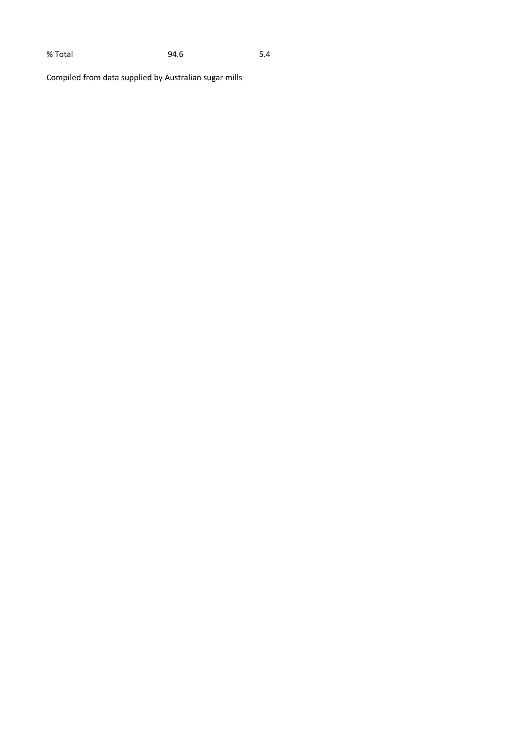| | | |
|---|---|---|
| % Total | 94.6 | 5.4 |

Compiled from data supplied by Australian sugar mills